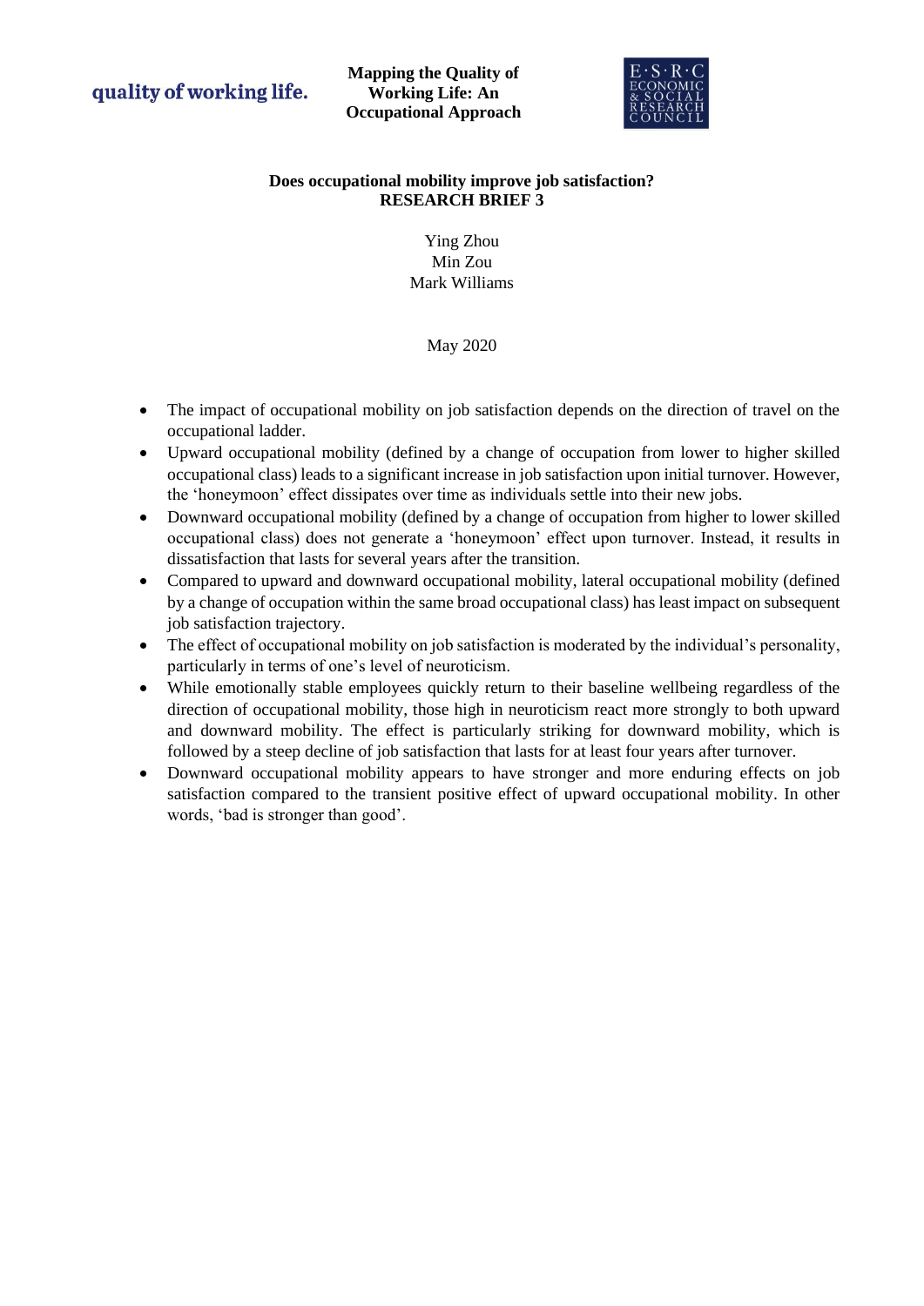quality of working life.

**Mapping the Quality of Working Life: An Occupational Approach**

E·S·R·C ECONOMIC & SOCIAL RESEARCH COUNCIL

# Does occupational mobility improve job satisfaction?
## RESEARCH BRIEF 3

Ying Zhou
Min Zou
Mark Williams

May 2020

- The impact of occupational mobility on job satisfaction depends on the direction of travel on the occupational ladder.
- Upward occupational mobility (defined by a change of occupation from lower to higher skilled occupational class) leads to a significant increase in job satisfaction upon initial turnover. However, the 'honeymoon' effect dissipates over time as individuals settle into their new jobs.
- Downward occupational mobility (defined by a change of occupation from higher to lower skilled occupational class) does not generate a 'honeymoon' effect upon turnover. Instead, it results in dissatisfaction that lasts for several years after the transition.
- Compared to upward and downward occupational mobility, lateral occupational mobility (defined by a change of occupation within the same broad occupational class) has least impact on subsequent job satisfaction trajectory.
- The effect of occupational mobility on job satisfaction is moderated by the individual's personality, particularly in terms of one's level of neuroticism.
- While emotionally stable employees quickly return to their baseline wellbeing regardless of the direction of occupational mobility, those high in neuroticism react more strongly to both upward and downward mobility. The effect is particularly striking for downward mobility, which is followed by a steep decline of job satisfaction that lasts for at least four years after turnover.
- Downward occupational mobility appears to have stronger and more enduring effects on job satisfaction compared to the transient positive effect of upward occupational mobility. In other words, 'bad is stronger than good'.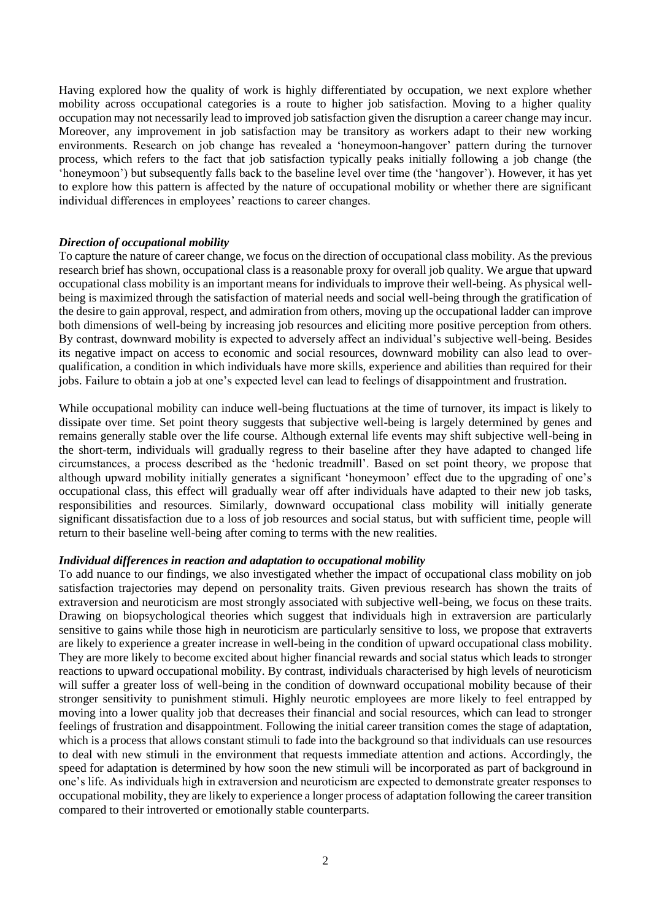Having explored how the quality of work is highly differentiated by occupation, we next explore whether mobility across occupational categories is a route to higher job satisfaction. Moving to a higher quality occupation may not necessarily lead to improved job satisfaction given the disruption a career change may incur. Moreover, any improvement in job satisfaction may be transitory as workers adapt to their new working environments. Research on job change has revealed a 'honeymoon-hangover' pattern during the turnover process, which refers to the fact that job satisfaction typically peaks initially following a job change (the 'honeymoon') but subsequently falls back to the baseline level over time (the 'hangover'). However, it has yet to explore how this pattern is affected by the nature of occupational mobility or whether there are significant individual differences in employees' reactions to career changes.

### *Direction of occupational mobility*

To capture the nature of career change, we focus on the direction of occupational class mobility. As the previous research brief has shown, occupational class is a reasonable proxy for overall job quality. We argue that upward occupational class mobility is an important means for individuals to improve their well-being. As physical well-being is maximized through the satisfaction of material needs and social well-being through the gratification of the desire to gain approval, respect, and admiration from others, moving up the occupational ladder can improve both dimensions of well-being by increasing job resources and eliciting more positive perception from others. By contrast, downward mobility is expected to adversely affect an individual's subjective well-being. Besides its negative impact on access to economic and social resources, downward mobility can also lead to over-qualification, a condition in which individuals have more skills, experience and abilities than required for their jobs. Failure to obtain a job at one's expected level can lead to feelings of disappointment and frustration.

While occupational mobility can induce well-being fluctuations at the time of turnover, its impact is likely to dissipate over time. Set point theory suggests that subjective well-being is largely determined by genes and remains generally stable over the life course. Although external life events may shift subjective well-being in the short-term, individuals will gradually regress to their baseline after they have adapted to changed life circumstances, a process described as the 'hedonic treadmill'. Based on set point theory, we propose that although upward mobility initially generates a significant 'honeymoon' effect due to the upgrading of one's occupational class, this effect will gradually wear off after individuals have adapted to their new job tasks, responsibilities and resources. Similarly, downward occupational class mobility will initially generate significant dissatisfaction due to a loss of job resources and social status, but with sufficient time, people will return to their baseline well-being after coming to terms with the new realities.

### *Individual differences in reaction and adaptation to occupational mobility*

To add nuance to our findings, we also investigated whether the impact of occupational class mobility on job satisfaction trajectories may depend on personality traits. Given previous research has shown the traits of extraversion and neuroticism are most strongly associated with subjective well-being, we focus on these traits. Drawing on biopsychological theories which suggest that individuals high in extraversion are particularly sensitive to gains while those high in neuroticism are particularly sensitive to loss, we propose that extraverts are likely to experience a greater increase in well-being in the condition of upward occupational class mobility. They are more likely to become excited about higher financial rewards and social status which leads to stronger reactions to upward occupational mobility. By contrast, individuals characterised by high levels of neuroticism will suffer a greater loss of well-being in the condition of downward occupational mobility because of their stronger sensitivity to punishment stimuli. Highly neurotic employees are more likely to feel entrapped by moving into a lower quality job that decreases their financial and social resources, which can lead to stronger feelings of frustration and disappointment. Following the initial career transition comes the stage of adaptation, which is a process that allows constant stimuli to fade into the background so that individuals can use resources to deal with new stimuli in the environment that requests immediate attention and actions. Accordingly, the speed for adaptation is determined by how soon the new stimuli will be incorporated as part of background in one's life. As individuals high in extraversion and neuroticism are expected to demonstrate greater responses to occupational mobility, they are likely to experience a longer process of adaptation following the career transition compared to their introverted or emotionally stable counterparts.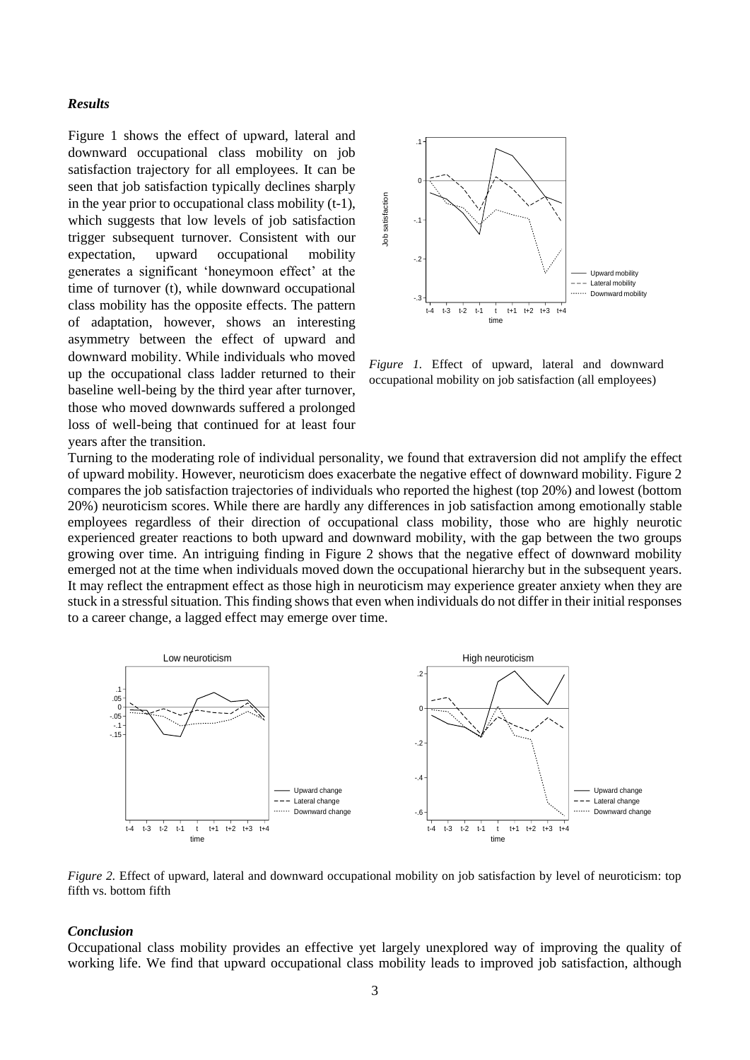### *Results*

Figure 1 shows the effect of upward, lateral and downward occupational class mobility on job satisfaction trajectory for all employees. It can be seen that job satisfaction typically declines sharply in the year prior to occupational class mobility (t-1), which suggests that low levels of job satisfaction trigger subsequent turnover. Consistent with our expectation, upward occupational mobility generates a significant 'honeymoon effect' at the time of turnover (t), while downward occupational class mobility has the opposite effects. The pattern of adaptation, however, shows an interesting asymmetry between the effect of upward and downward mobility. While individuals who moved up the occupational class ladder returned to their baseline well-being by the third year after turnover, those who moved downwards suffered a prolonged loss of well-being that continued for at least four years after the transition.

*Figure 1.* Effect of upward, lateral and downward occupational mobility on job satisfaction (all employees)

Turning to the moderating role of individual personality, we found that extraversion did not amplify the effect of upward mobility. However, neuroticism does exacerbate the negative effect of downward mobility. Figure 2 compares the job satisfaction trajectories of individuals who reported the highest (top 20%) and lowest (bottom 20%) neuroticism scores. While there are hardly any differences in job satisfaction among emotionally stable employees regardless of their direction of occupational class mobility, those who are highly neurotic experienced greater reactions to both upward and downward mobility, with the gap between the two groups growing over time. An intriguing finding in Figure 2 shows that the negative effect of downward mobility emerged not at the time when individuals moved down the occupational hierarchy but in the subsequent years. It may reflect the entrapment effect as those high in neuroticism may experience greater anxiety when they are stuck in a stressful situation. This finding shows that even when individuals do not differ in their initial responses to a career change, a lagged effect may emerge over time.

*Figure 2.* Effect of upward, lateral and downward occupational mobility on job satisfaction by level of neuroticism: top fifth vs. bottom fifth

### *Conclusion*

Occupational class mobility provides an effective yet largely unexplored way of improving the quality of working life. We find that upward occupational class mobility leads to improved job satisfaction, although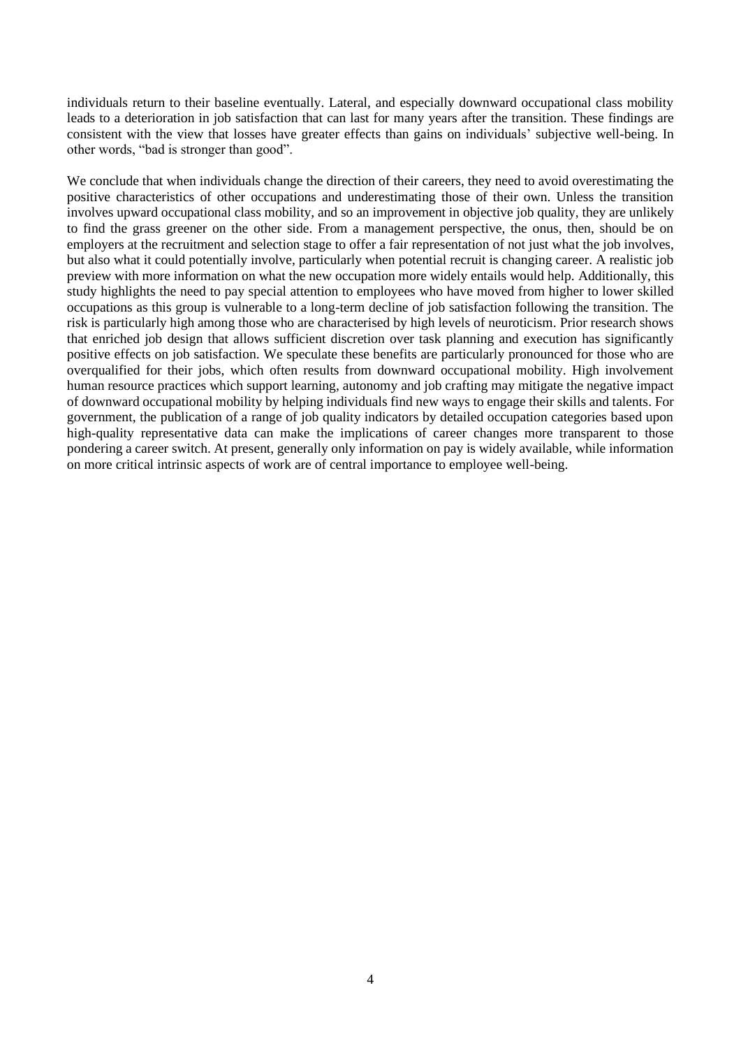individuals return to their baseline eventually. Lateral, and especially downward occupational class mobility leads to a deterioration in job satisfaction that can last for many years after the transition. These findings are consistent with the view that losses have greater effects than gains on individuals' subjective well-being. In other words, "bad is stronger than good".

We conclude that when individuals change the direction of their careers, they need to avoid overestimating the positive characteristics of other occupations and underestimating those of their own. Unless the transition involves upward occupational class mobility, and so an improvement in objective job quality, they are unlikely to find the grass greener on the other side. From a management perspective, the onus, then, should be on employers at the recruitment and selection stage to offer a fair representation of not just what the job involves, but also what it could potentially involve, particularly when potential recruit is changing career. A realistic job preview with more information on what the new occupation more widely entails would help. Additionally, this study highlights the need to pay special attention to employees who have moved from higher to lower skilled occupations as this group is vulnerable to a long-term decline of job satisfaction following the transition. The risk is particularly high among those who are characterised by high levels of neuroticism. Prior research shows that enriched job design that allows sufficient discretion over task planning and execution has significantly positive effects on job satisfaction. We speculate these benefits are particularly pronounced for those who are overqualified for their jobs, which often results from downward occupational mobility. High involvement human resource practices which support learning, autonomy and job crafting may mitigate the negative impact of downward occupational mobility by helping individuals find new ways to engage their skills and talents. For government, the publication of a range of job quality indicators by detailed occupation categories based upon high-quality representative data can make the implications of career changes more transparent to those pondering a career switch. At present, generally only information on pay is widely available, while information on more critical intrinsic aspects of work are of central importance to employee well-being.